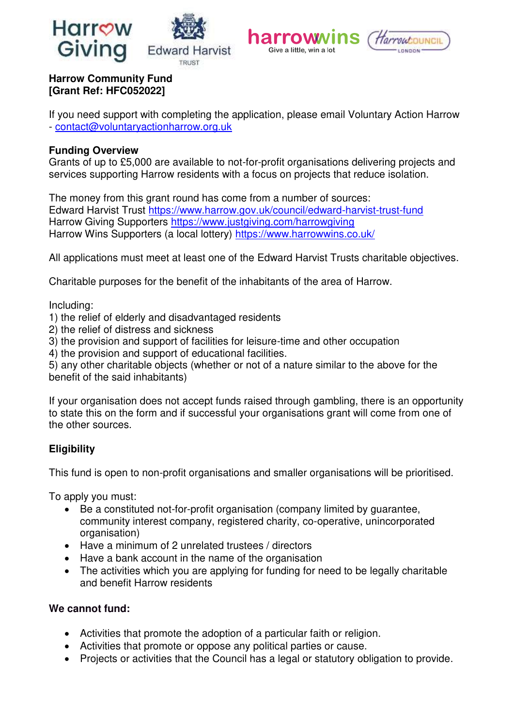**Harrow Community Fund**
**[Grant Ref: HFC052022]**

If you need support with completing the application, please email Voluntary Action Harrow - contact@voluntaryactionharrow.org.uk

**Funding Overview**
Grants of up to £5,000 are available to not-for-profit organisations delivering projects and services supporting Harrow residents with a focus on projects that reduce isolation.

The money from this grant round has come from a number of sources:
Edward Harvist Trust https://www.harrow.gov.uk/council/edward-harvist-trust-fund
Harrow Giving Supporters https://www.justgiving.com/harrowgiving
Harrow Wins Supporters (a local lottery) https://www.harrowwins.co.uk/

All applications must meet at least one of the Edward Harvist Trusts charitable objectives.

Charitable purposes for the benefit of the inhabitants of the area of Harrow.

Including:
1) the relief of elderly and disadvantaged residents
2) the relief of distress and sickness
3) the provision and support of facilities for leisure-time and other occupation
4) the provision and support of educational facilities.
5) any other charitable objects (whether or not of a nature similar to the above for the benefit of the said inhabitants)

If your organisation does not accept funds raised through gambling, there is an opportunity to state this on the form and if successful your organisations grant will come from one of the other sources.

**Eligibility**

This fund is open to non-profit organisations and smaller organisations will be prioritised.

To apply you must:

- Be a constituted not-for-profit organisation (company limited by guarantee, community interest company, registered charity, co-operative, unincorporated organisation)
- Have a minimum of 2 unrelated trustees / directors
- Have a bank account in the name of the organisation
- The activities which you are applying for funding for need to be legally charitable and benefit Harrow residents

**We cannot fund:**

- Activities that promote the adoption of a particular faith or religion.
- Activities that promote or oppose any political parties or cause.
- Projects or activities that the Council has a legal or statutory obligation to provide.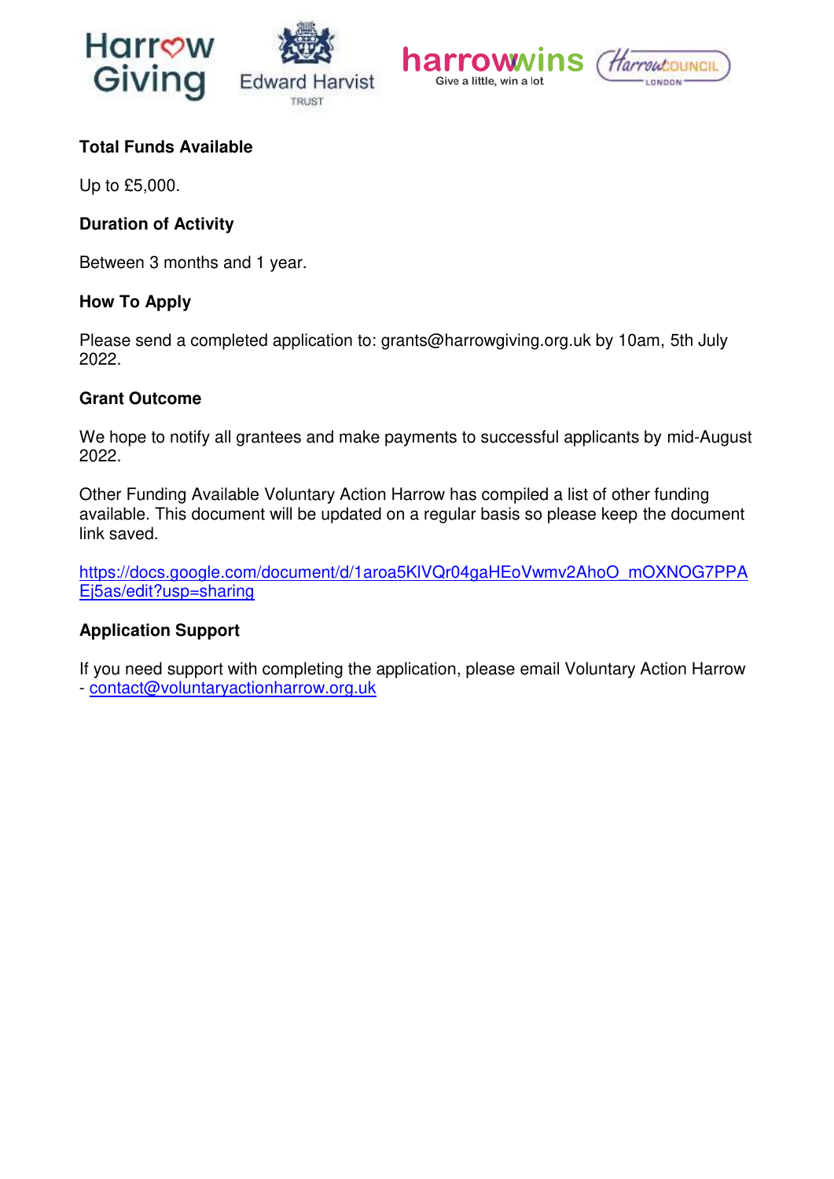**Total Funds Available**

Up to £5,000.

**Duration of Activity**

Between 3 months and 1 year.

**How To Apply**

Please send a completed application to: grants@harrowgiving.org.uk by 10am, 5th July 2022.

**Grant Outcome**

We hope to notify all grantees and make payments to successful applicants by mid-August 2022.

Other Funding Available Voluntary Action Harrow has compiled a list of other funding available. This document will be updated on a regular basis so please keep the document link saved.

https://docs.google.com/document/d/1aroa5KIVQr04gaHEoVwmv2AhoO_mOXNOG7PPAEj5as/edit?usp=sharing

**Application Support**

If you need support with completing the application, please email Voluntary Action Harrow - contact@voluntaryactionharrow.org.uk